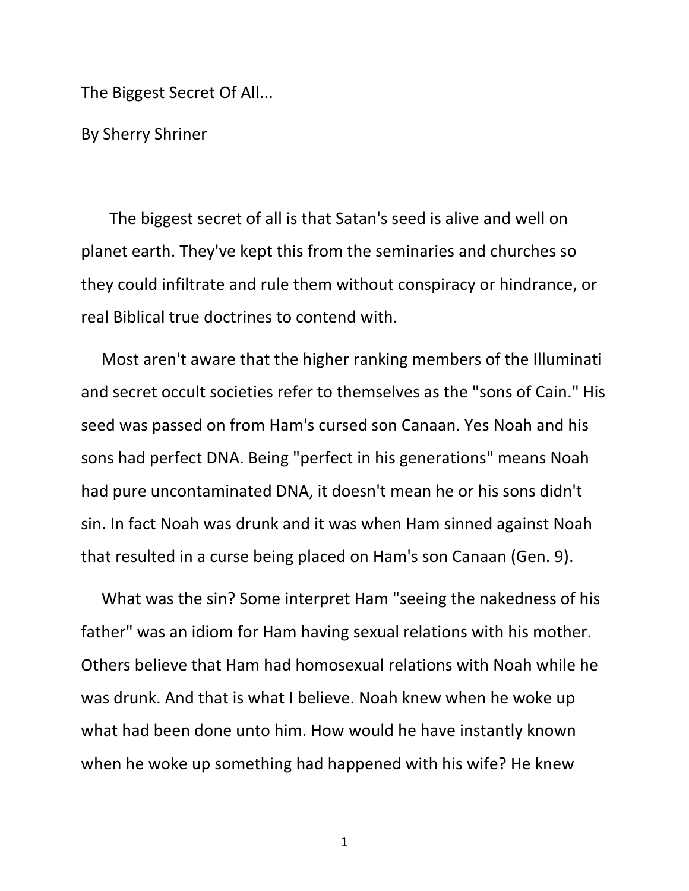The Biggest Secret Of All...

By Sherry Shriner

The biggest secret of all is that Satan's seed is alive and well on planet earth. They've kept this from the seminaries and churches so they could infiltrate and rule them without conspiracy or hindrance, or real Biblical true doctrines to contend with.

Most aren't aware that the higher ranking members of the Illuminati and secret occult societies refer to themselves as the "sons of Cain." His seed was passed on from Ham's cursed son Canaan. Yes Noah and his sons had perfect DNA. Being "perfect in his generations" means Noah had pure uncontaminated DNA, it doesn't mean he or his sons didn't sin. In fact Noah was drunk and it was when Ham sinned against Noah that resulted in a curse being placed on Ham's son Canaan (Gen. 9).

What was the sin? Some interpret Ham "seeing the nakedness of his father" was an idiom for Ham having sexual relations with his mother. Others believe that Ham had homosexual relations with Noah while he was drunk. And that is what I believe. Noah knew when he woke up what had been done unto him. How would he have instantly known when he woke up something had happened with his wife? He knew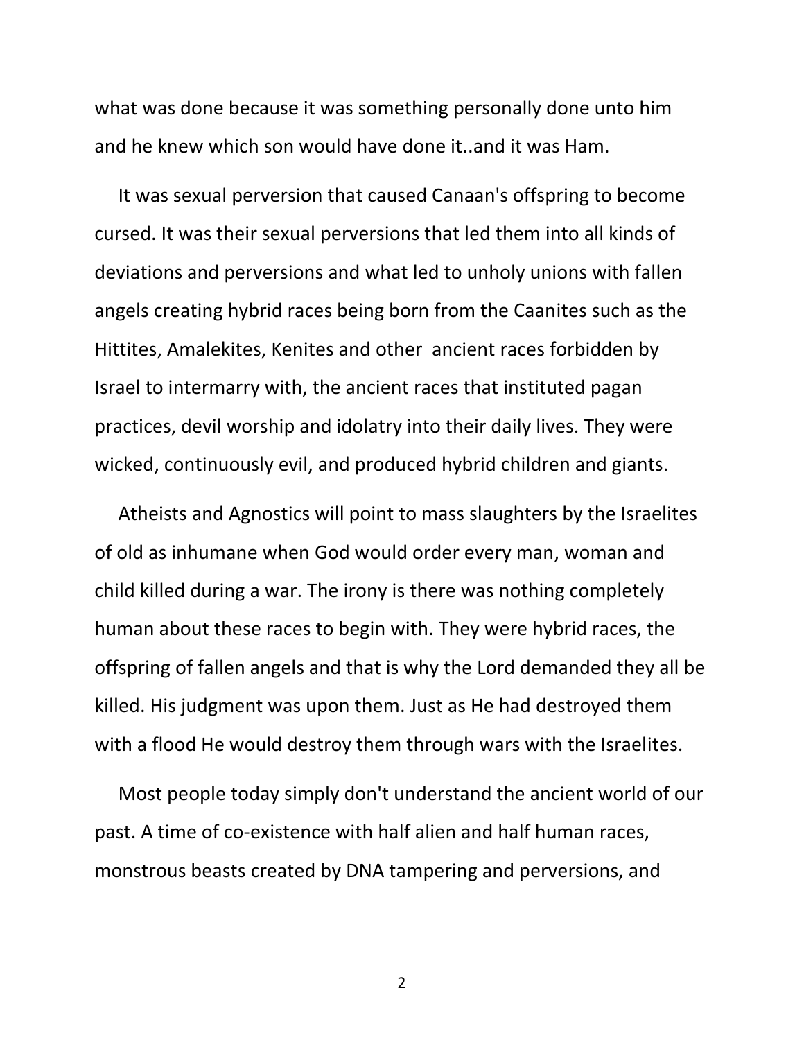what was done because it was something personally done unto him and he knew which son would have done it..and it was Ham.

It was sexual perversion that caused Canaan's offspring to become cursed. It was their sexual perversions that led them into all kinds of deviations and perversions and what led to unholy unions with fallen angels creating hybrid races being born from the Caanites such as the Hittites, Amalekites, Kenites and other  ancient races forbidden by Israel to intermarry with, the ancient races that instituted pagan practices, devil worship and idolatry into their daily lives. They were wicked, continuously evil, and produced hybrid children and giants.

Atheists and Agnostics will point to mass slaughters by the Israelites of old as inhumane when God would order every man, woman and child killed during a war. The irony is there was nothing completely human about these races to begin with. They were hybrid races, the offspring of fallen angels and that is why the Lord demanded they all be killed. His judgment was upon them. Just as He had destroyed them with a flood He would destroy them through wars with the Israelites.

Most people today simply don't understand the ancient world of our past. A time of co-existence with half alien and half human races, monstrous beasts created by DNA tampering and perversions, and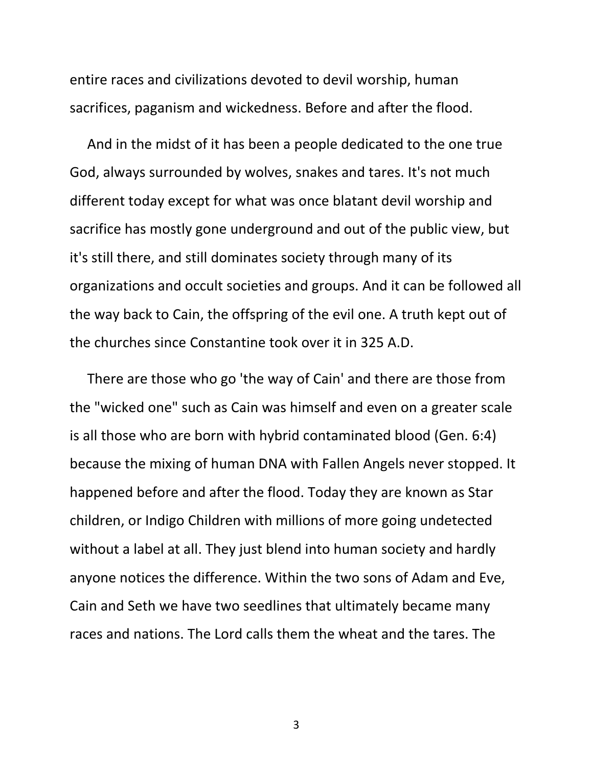entire races and civilizations devoted to devil worship, human sacrifices, paganism and wickedness. Before and after the flood.

And in the midst of it has been a people dedicated to the one true God, always surrounded by wolves, snakes and tares. It's not much different today except for what was once blatant devil worship and sacrifice has mostly gone underground and out of the public view, but it's still there, and still dominates society through many of its organizations and occult societies and groups. And it can be followed all the way back to Cain, the offspring of the evil one. A truth kept out of the churches since Constantine took over it in 325 A.D.

There are those who go 'the way of Cain' and there are those from the "wicked one" such as Cain was himself and even on a greater scale is all those who are born with hybrid contaminated blood (Gen. 6:4) because the mixing of human DNA with Fallen Angels never stopped. It happened before and after the flood. Today they are known as Star children, or Indigo Children with millions of more going undetected without a label at all. They just blend into human society and hardly anyone notices the difference. Within the two sons of Adam and Eve, Cain and Seth we have two seedlines that ultimately became many races and nations. The Lord calls them the wheat and the tares. The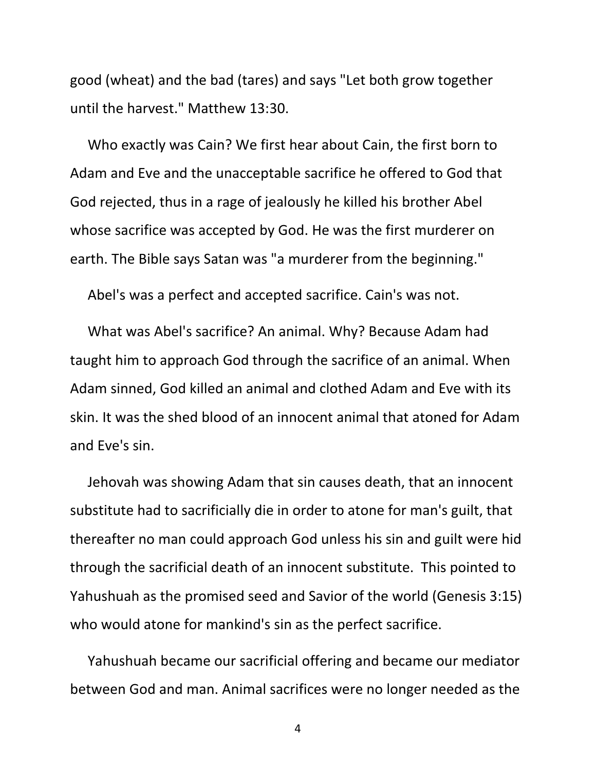good (wheat) and the bad (tares) and says "Let both grow together until the harvest." Matthew 13:30.

Who exactly was Cain? We first hear about Cain, the first born to Adam and Eve and the unacceptable sacrifice he offered to God that God rejected, thus in a rage of jealously he killed his brother Abel whose sacrifice was accepted by God. He was the first murderer on earth. The Bible says Satan was "a murderer from the beginning."

Abel's was a perfect and accepted sacrifice. Cain's was not.

What was Abel's sacrifice? An animal. Why? Because Adam had taught him to approach God through the sacrifice of an animal. When Adam sinned, God killed an animal and clothed Adam and Eve with its skin. It was the shed blood of an innocent animal that atoned for Adam and Eve's sin.

Jehovah was showing Adam that sin causes death, that an innocent substitute had to sacrificially die in order to atone for man's guilt, that thereafter no man could approach God unless his sin and guilt were hid through the sacrificial death of an innocent substitute. This pointed to Yahushuah as the promised seed and Savior of the world (Genesis 3:15) who would atone for mankind's sin as the perfect sacrifice.

Yahushuah became our sacrificial offering and became our mediator between God and man. Animal sacrifices were no longer needed as the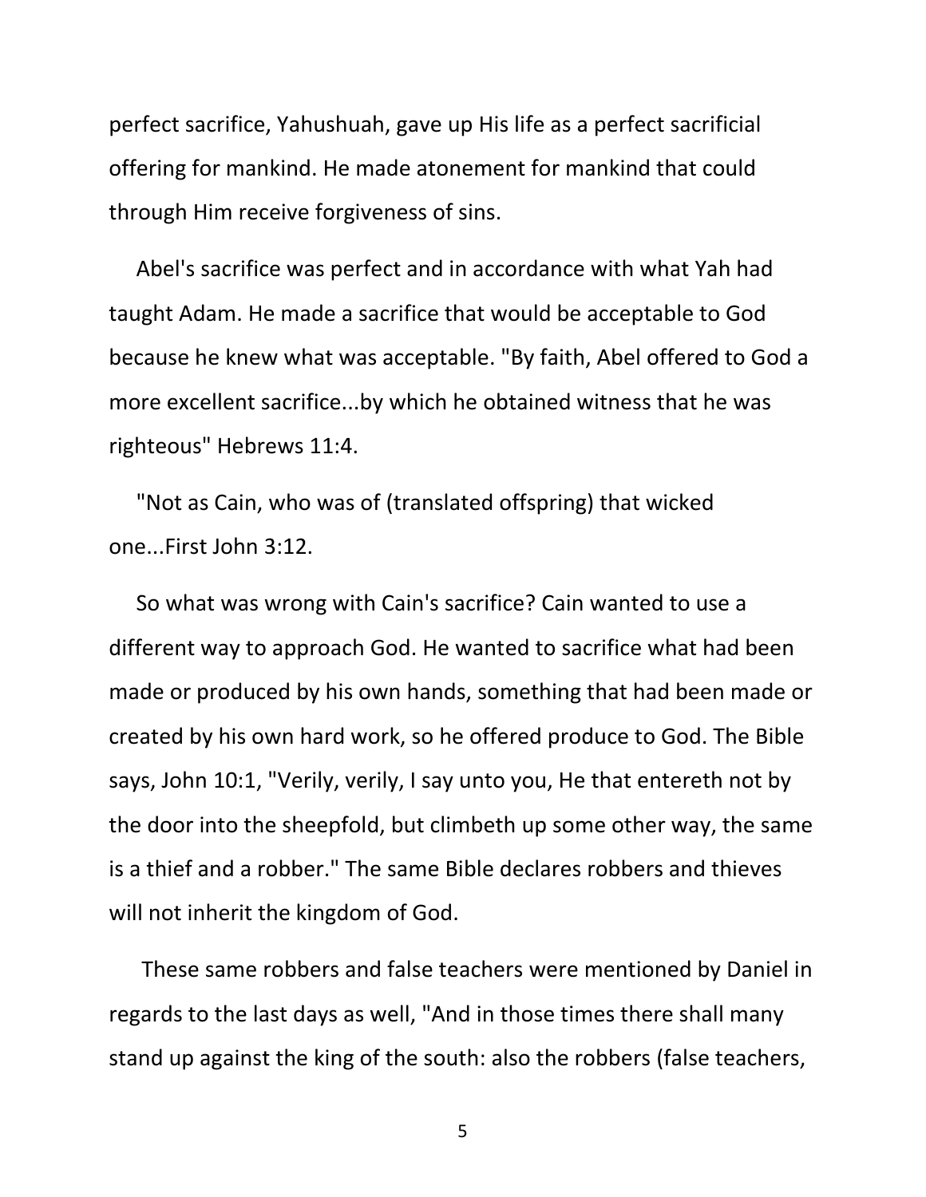perfect sacrifice, Yahushuah, gave up His life as a perfect sacrificial offering for mankind. He made atonement for mankind that could through Him receive forgiveness of sins.

Abel's sacrifice was perfect and in accordance with what Yah had taught Adam. He made a sacrifice that would be acceptable to God because he knew what was acceptable. "By faith, Abel offered to God a more excellent sacrifice...by which he obtained witness that he was righteous" Hebrews 11:4.

"Not as Cain, who was of (translated offspring) that wicked one...First John 3:12.

So what was wrong with Cain's sacrifice? Cain wanted to use a different way to approach God. He wanted to sacrifice what had been made or produced by his own hands, something that had been made or created by his own hard work, so he offered produce to God. The Bible says, John 10:1, "Verily, verily, I say unto you, He that entereth not by the door into the sheepfold, but climbeth up some other way, the same is a thief and a robber." The same Bible declares robbers and thieves will not inherit the kingdom of God.

These same robbers and false teachers were mentioned by Daniel in regards to the last days as well, "And in those times there shall many stand up against the king of the south: also the robbers (false teachers,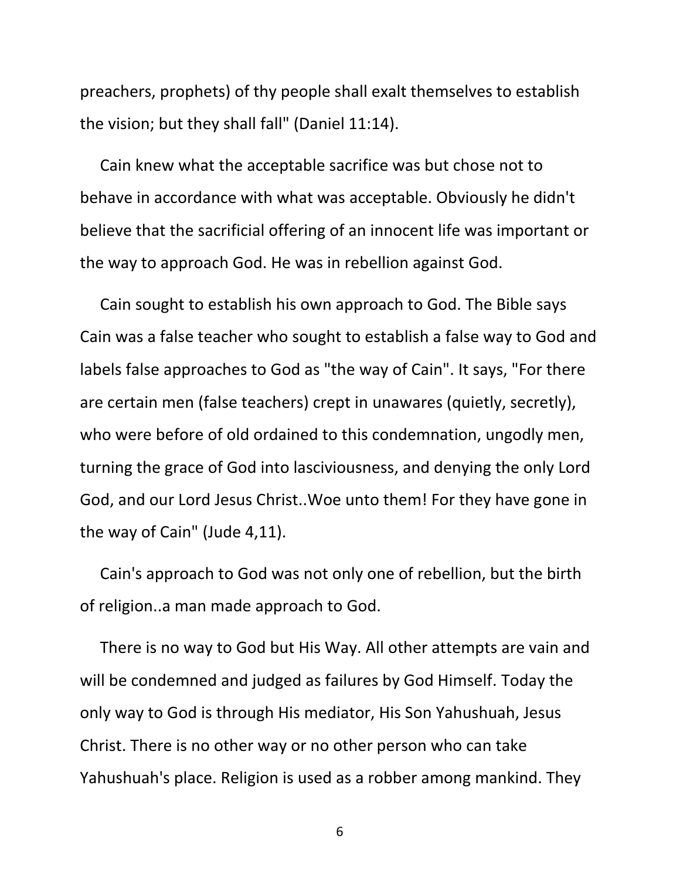preachers, prophets) of thy people shall exalt themselves to establish the vision; but they shall fall" (Daniel 11:14).

Cain knew what the acceptable sacrifice was but chose not to behave in accordance with what was acceptable. Obviously he didn't believe that the sacrificial offering of an innocent life was important or the way to approach God. He was in rebellion against God.

Cain sought to establish his own approach to God. The Bible says Cain was a false teacher who sought to establish a false way to God and labels false approaches to God as "the way of Cain". It says, "For there are certain men (false teachers) crept in unawares (quietly, secretly), who were before of old ordained to this condemnation, ungodly men, turning the grace of God into lasciviousness, and denying the only Lord God, and our Lord Jesus Christ..Woe unto them! For they have gone in the way of Cain" (Jude 4,11).

Cain's approach to God was not only one of rebellion, but the birth of religion..a man made approach to God.

There is no way to God but His Way. All other attempts are vain and will be condemned and judged as failures by God Himself. Today the only way to God is through His mediator, His Son Yahushuah, Jesus Christ. There is no other way or no other person who can take Yahushuah's place. Religion is used as a robber among mankind. They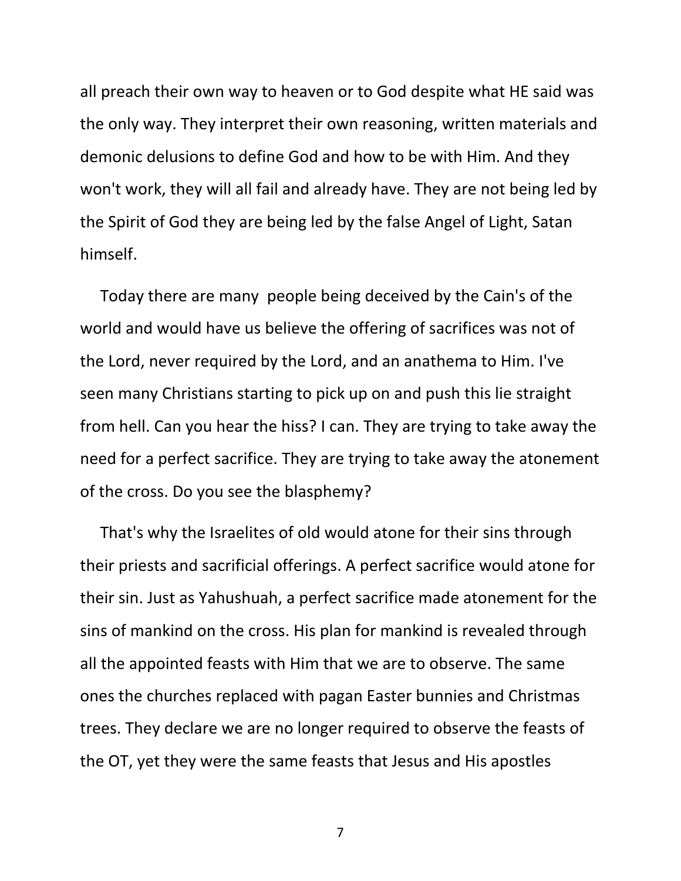all preach their own way to heaven or to God despite what HE said was the only way. They interpret their own reasoning, written materials and demonic delusions to define God and how to be with Him. And they won't work, they will all fail and already have. They are not being led by the Spirit of God they are being led by the false Angel of Light, Satan himself.

Today there are many  people being deceived by the Cain's of the world and would have us believe the offering of sacrifices was not of the Lord, never required by the Lord, and an anathema to Him. I've seen many Christians starting to pick up on and push this lie straight from hell. Can you hear the hiss? I can. They are trying to take away the need for a perfect sacrifice. They are trying to take away the atonement of the cross. Do you see the blasphemy?

That's why the Israelites of old would atone for their sins through their priests and sacrificial offerings. A perfect sacrifice would atone for their sin. Just as Yahushuah, a perfect sacrifice made atonement for the sins of mankind on the cross. His plan for mankind is revealed through all the appointed feasts with Him that we are to observe. The same ones the churches replaced with pagan Easter bunnies and Christmas trees. They declare we are no longer required to observe the feasts of the OT, yet they were the same feasts that Jesus and His apostles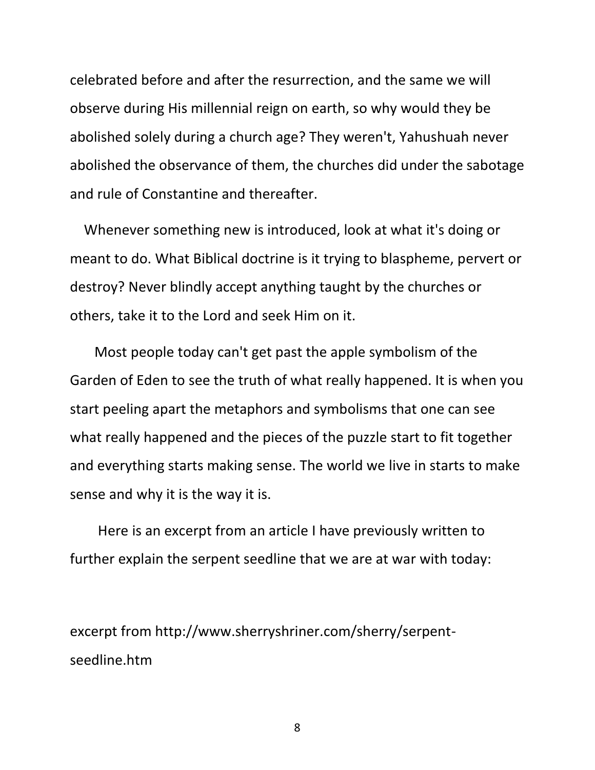celebrated before and after the resurrection, and the same we will observe during His millennial reign on earth, so why would they be abolished solely during a church age? They weren't, Yahushuah never abolished the observance of them, the churches did under the sabotage and rule of Constantine and thereafter.

Whenever something new is introduced, look at what it's doing or meant to do. What Biblical doctrine is it trying to blaspheme, pervert or destroy? Never blindly accept anything taught by the churches or others, take it to the Lord and seek Him on it.

Most people today can't get past the apple symbolism of the Garden of Eden to see the truth of what really happened. It is when you start peeling apart the metaphors and symbolisms that one can see what really happened and the pieces of the puzzle start to fit together and everything starts making sense. The world we live in starts to make sense and why it is the way it is.

Here is an excerpt from an article I have previously written to further explain the serpent seedline that we are at war with today:

excerpt from http://www.sherryshriner.com/sherry/serpent-seedline.htm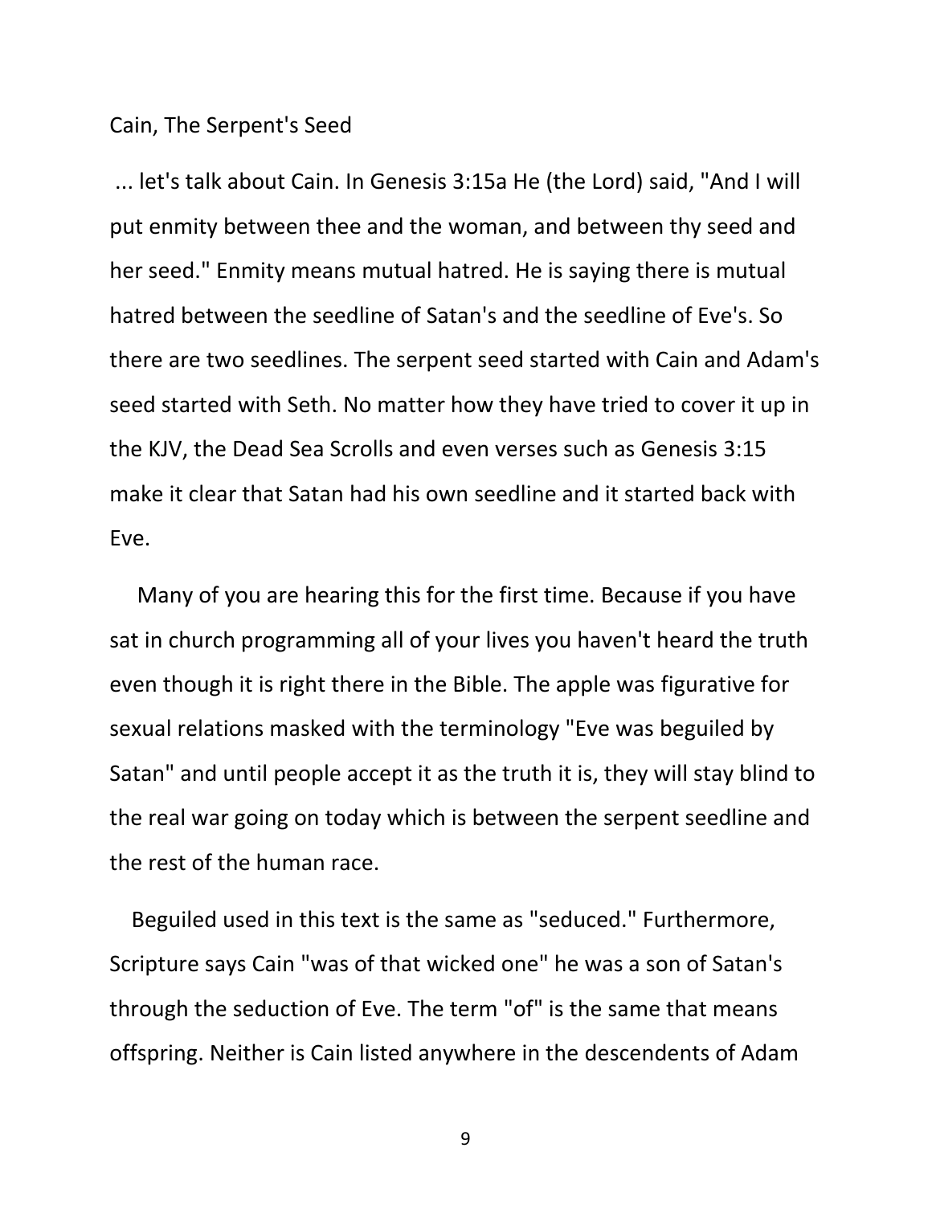Cain, The Serpent's Seed

... let's talk about Cain. In Genesis 3:15a He (the Lord) said, "And I will put enmity between thee and the woman, and between thy seed and her seed." Enmity means mutual hatred. He is saying there is mutual hatred between the seedline of Satan's and the seedline of Eve's. So there are two seedlines. The serpent seed started with Cain and Adam's seed started with Seth. No matter how they have tried to cover it up in the KJV, the Dead Sea Scrolls and even verses such as Genesis 3:15 make it clear that Satan had his own seedline and it started back with Eve.

Many of you are hearing this for the first time. Because if you have sat in church programming all of your lives you haven't heard the truth even though it is right there in the Bible. The apple was figurative for sexual relations masked with the terminology "Eve was beguiled by Satan" and until people accept it as the truth it is, they will stay blind to the real war going on today which is between the serpent seedline and the rest of the human race.

Beguiled used in this text is the same as "seduced." Furthermore, Scripture says Cain "was of that wicked one" he was a son of Satan's through the seduction of Eve. The term "of" is the same that means offspring. Neither is Cain listed anywhere in the descendents of Adam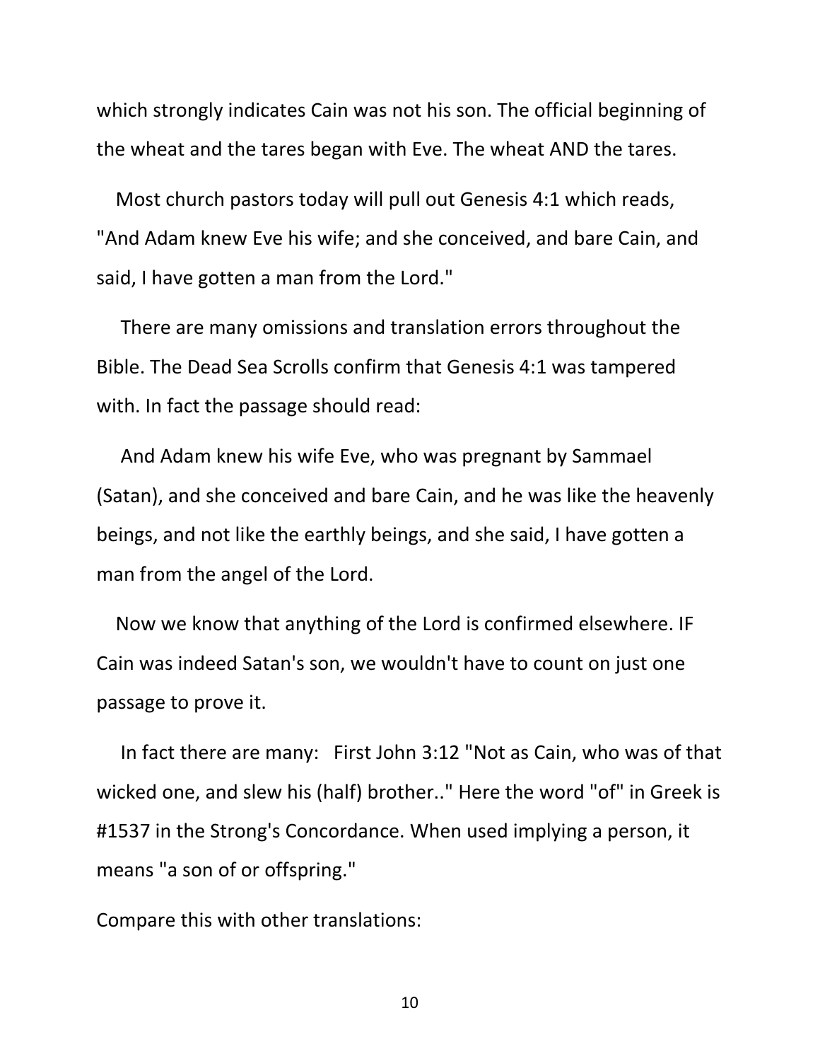which strongly indicates Cain was not his son. The official beginning of the wheat and the tares began with Eve. The wheat AND the tares.

Most church pastors today will pull out Genesis 4:1 which reads, "And Adam knew Eve his wife; and she conceived, and bare Cain, and said, I have gotten a man from the Lord."

There are many omissions and translation errors throughout the Bible. The Dead Sea Scrolls confirm that Genesis 4:1 was tampered with. In fact the passage should read:

And Adam knew his wife Eve, who was pregnant by Sammael (Satan), and she conceived and bare Cain, and he was like the heavenly beings, and not like the earthly beings, and she said, I have gotten a man from the angel of the Lord.

Now we know that anything of the Lord is confirmed elsewhere. IF Cain was indeed Satan's son, we wouldn't have to count on just one passage to prove it.

In fact there are many: First John 3:12 "Not as Cain, who was of that wicked one, and slew his (half) brother.." Here the word "of" in Greek is #1537 in the Strong's Concordance. When used implying a person, it means "a son of or offspring."

Compare this with other translations: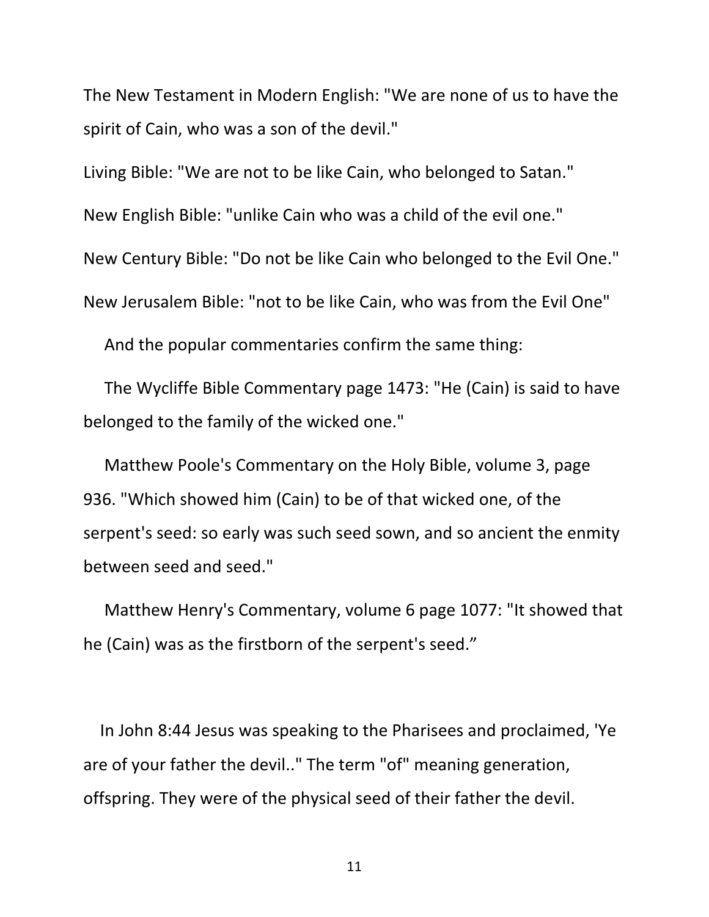The New Testament in Modern English: "We are none of us to have the spirit of Cain, who was a son of the devil."

Living Bible: "We are not to be like Cain, who belonged to Satan."

New English Bible: "unlike Cain who was a child of the evil one."

New Century Bible: "Do not be like Cain who belonged to the Evil One."

New Jerusalem Bible: "not to be like Cain, who was from the Evil One"

And the popular commentaries confirm the same thing:

The Wycliffe Bible Commentary page 1473: "He (Cain) is said to have belonged to the family of the wicked one."

Matthew Poole's Commentary on the Holy Bible, volume 3, page 936. "Which showed him (Cain) to be of that wicked one, of the serpent's seed: so early was such seed sown, and so ancient the enmity between seed and seed."

Matthew Henry's Commentary, volume 6 page 1077: "It showed that he (Cain) was as the firstborn of the serpent's seed."

In John 8:44 Jesus was speaking to the Pharisees and proclaimed, 'Ye are of your father the devil.." The term "of" meaning generation, offspring. They were of the physical seed of their father the devil.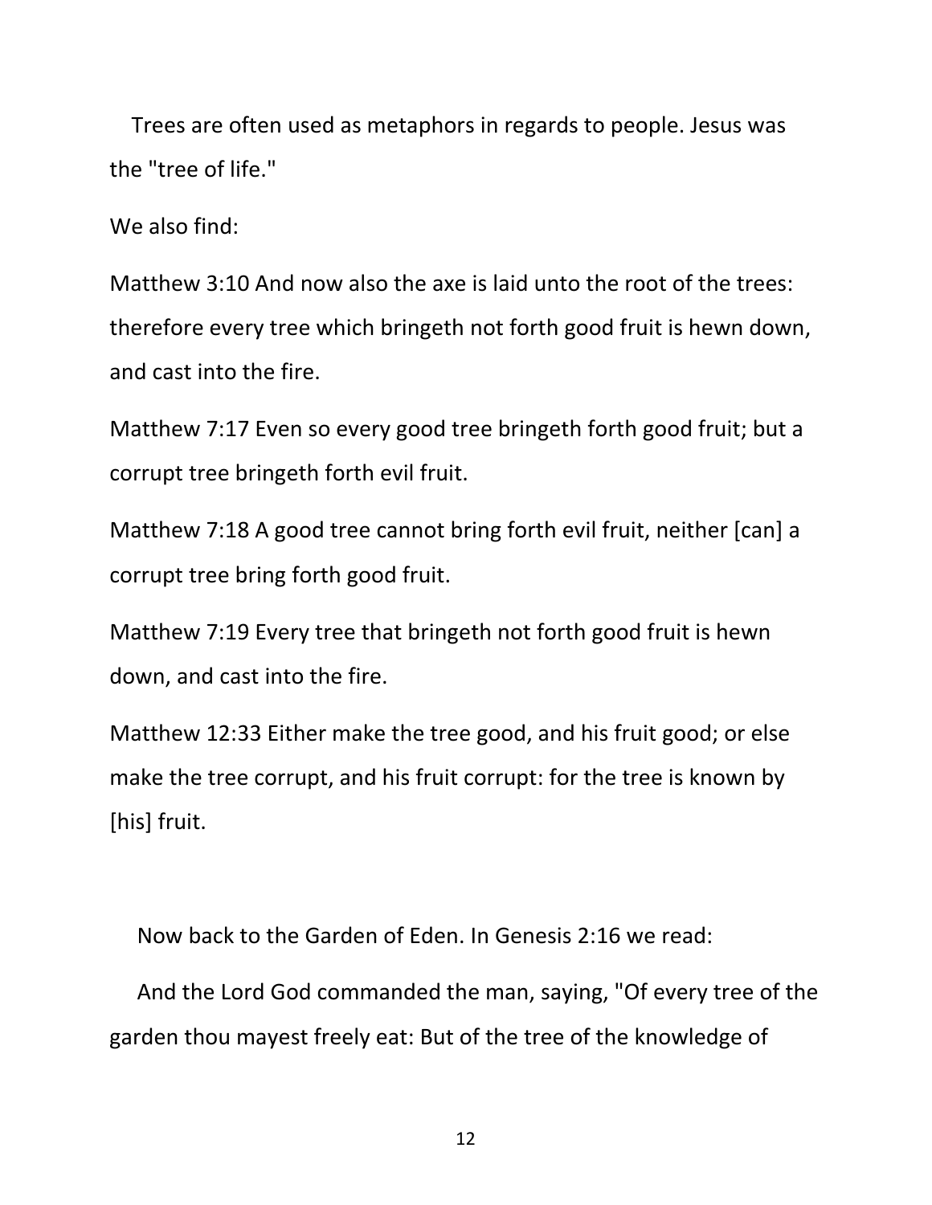Trees are often used as metaphors in regards to people. Jesus was the "tree of life."

We also find:

Matthew 3:10 And now also the axe is laid unto the root of the trees: therefore every tree which bringeth not forth good fruit is hewn down, and cast into the fire.

Matthew 7:17 Even so every good tree bringeth forth good fruit; but a corrupt tree bringeth forth evil fruit.

Matthew 7:18 A good tree cannot bring forth evil fruit, neither [can] a corrupt tree bring forth good fruit.

Matthew 7:19 Every tree that bringeth not forth good fruit is hewn down, and cast into the fire.

Matthew 12:33 Either make the tree good, and his fruit good; or else make the tree corrupt, and his fruit corrupt: for the tree is known by [his] fruit.

Now back to the Garden of Eden. In Genesis 2:16 we read:

And the Lord God commanded the man, saying, "Of every tree of the garden thou mayest freely eat: But of the tree of the knowledge of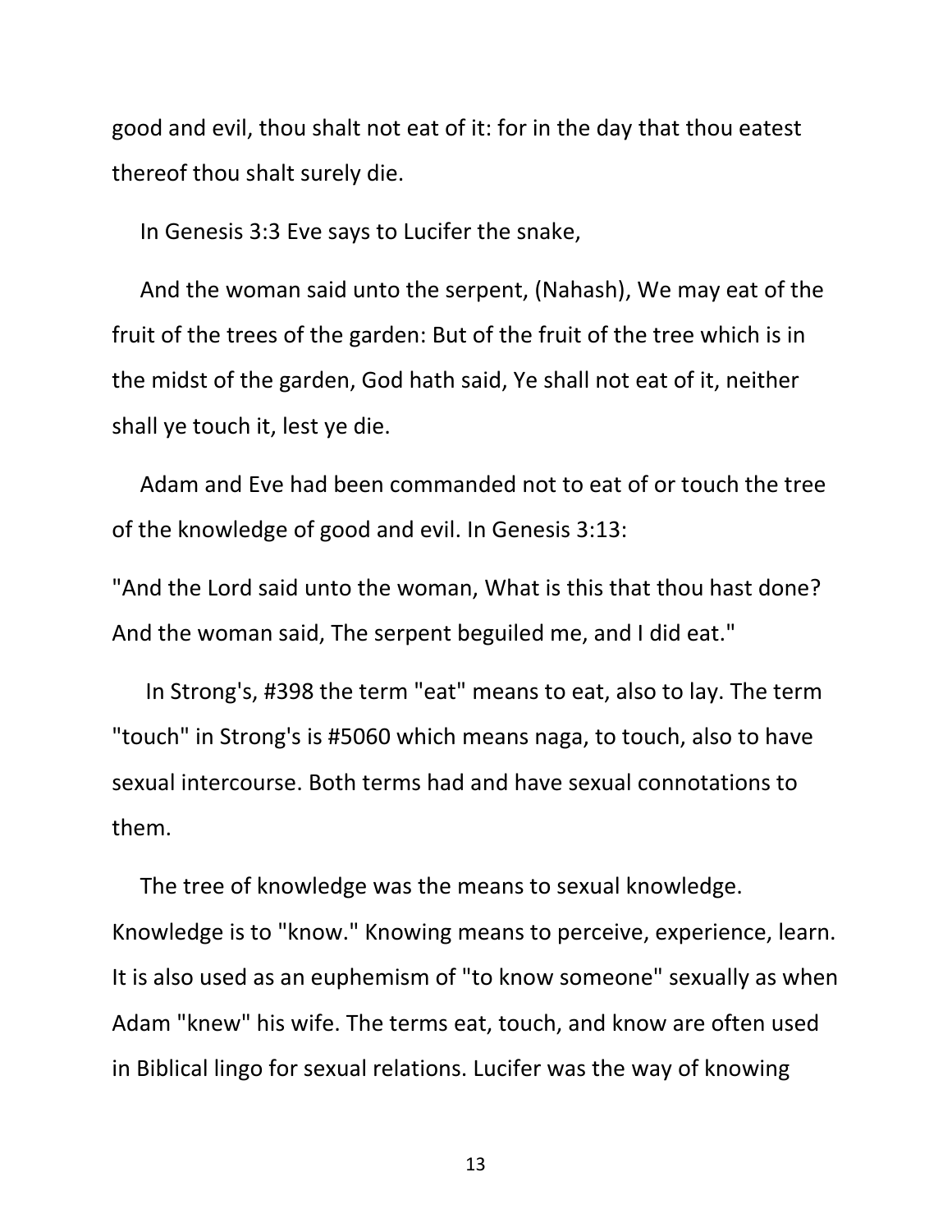good and evil, thou shalt not eat of it: for in the day that thou eatest thereof thou shalt surely die.

In Genesis 3:3 Eve says to Lucifer the snake,

And the woman said unto the serpent, (Nahash), We may eat of the fruit of the trees of the garden: But of the fruit of the tree which is in the midst of the garden, God hath said, Ye shall not eat of it, neither shall ye touch it, lest ye die.

Adam and Eve had been commanded not to eat of or touch the tree of the knowledge of good and evil. In Genesis 3:13:

"And the Lord said unto the woman, What is this that thou hast done? And the woman said, The serpent beguiled me, and I did eat."

In Strong's, #398 the term "eat" means to eat, also to lay. The term "touch" in Strong's is #5060 which means naga, to touch, also to have sexual intercourse. Both terms had and have sexual connotations to them.

The tree of knowledge was the means to sexual knowledge. Knowledge is to "know." Knowing means to perceive, experience, learn. It is also used as an euphemism of "to know someone" sexually as when Adam "knew" his wife. The terms eat, touch, and know are often used in Biblical lingo for sexual relations. Lucifer was the way of knowing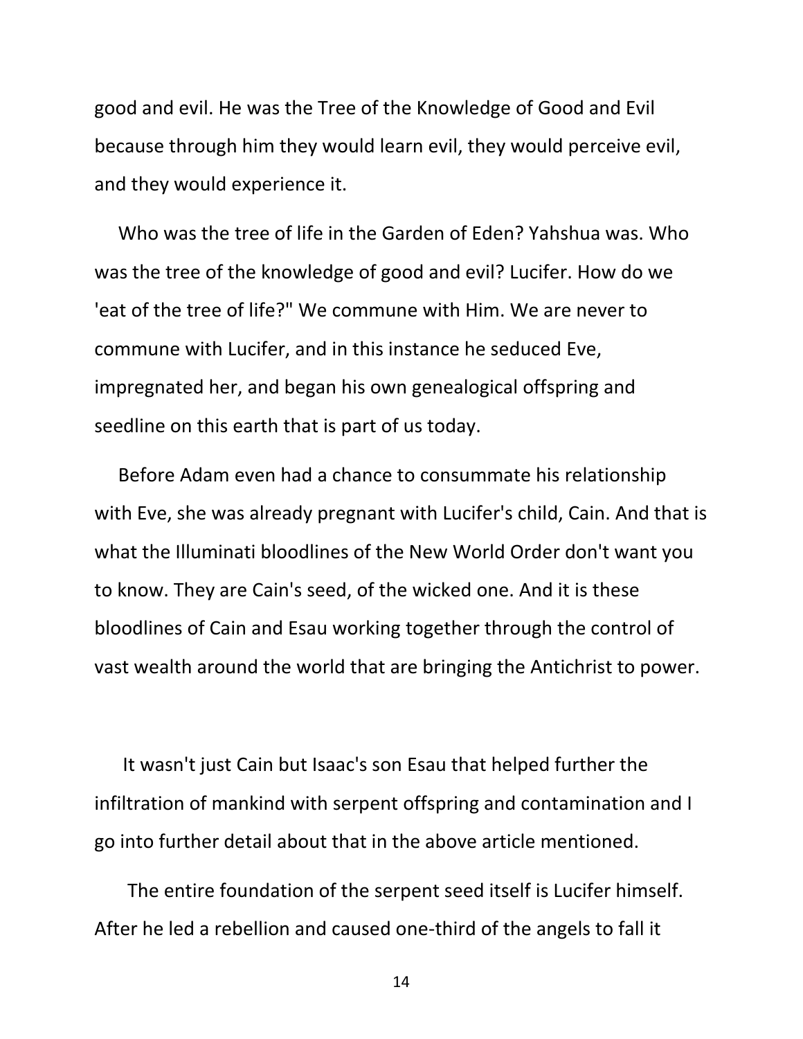good and evil. He was the Tree of the Knowledge of Good and Evil because through him they would learn evil, they would perceive evil, and they would experience it.

Who was the tree of life in the Garden of Eden? Yahshua was. Who was the tree of the knowledge of good and evil? Lucifer. How do we 'eat of the tree of life?" We commune with Him. We are never to commune with Lucifer, and in this instance he seduced Eve, impregnated her, and began his own genealogical offspring and seedline on this earth that is part of us today.

Before Adam even had a chance to consummate his relationship with Eve, she was already pregnant with Lucifer's child, Cain. And that is what the Illuminati bloodlines of the New World Order don't want you to know. They are Cain's seed, of the wicked one. And it is these bloodlines of Cain and Esau working together through the control of vast wealth around the world that are bringing the Antichrist to power.

It wasn't just Cain but Isaac's son Esau that helped further the infiltration of mankind with serpent offspring and contamination and I go into further detail about that in the above article mentioned.

The entire foundation of the serpent seed itself is Lucifer himself. After he led a rebellion and caused one-third of the angels to fall it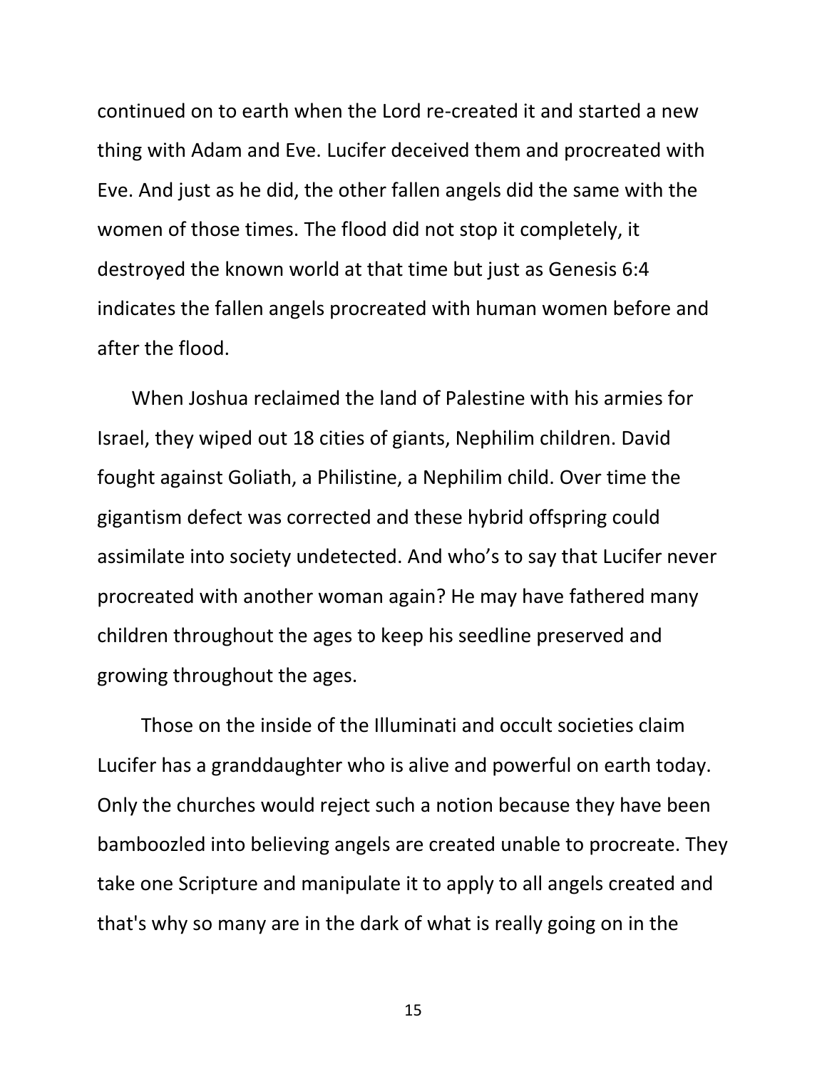continued on to earth when the Lord re-created it and started a new thing with Adam and Eve. Lucifer deceived them and procreated with Eve. And just as he did, the other fallen angels did the same with the women of those times. The flood did not stop it completely, it destroyed the known world at that time but just as Genesis 6:4 indicates the fallen angels procreated with human women before and after the flood.

When Joshua reclaimed the land of Palestine with his armies for Israel, they wiped out 18 cities of giants, Nephilim children. David fought against Goliath, a Philistine, a Nephilim child. Over time the gigantism defect was corrected and these hybrid offspring could assimilate into society undetected. And who's to say that Lucifer never procreated with another woman again? He may have fathered many children throughout the ages to keep his seedline preserved and growing throughout the ages.

Those on the inside of the Illuminati and occult societies claim Lucifer has a granddaughter who is alive and powerful on earth today. Only the churches would reject such a notion because they have been bamboozled into believing angels are created unable to procreate. They take one Scripture and manipulate it to apply to all angels created and that's why so many are in the dark of what is really going on in the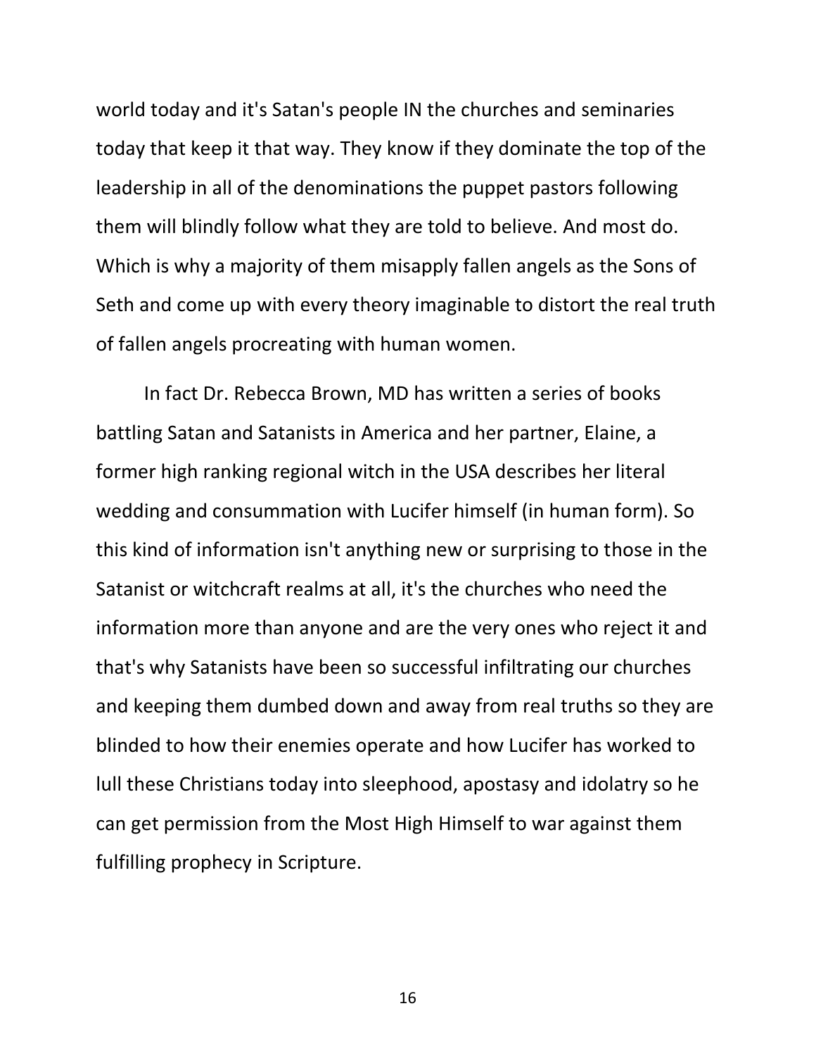world today and it's Satan's people IN the churches and seminaries today that keep it that way. They know if they dominate the top of the leadership in all of the denominations the puppet pastors following them will blindly follow what they are told to believe. And most do. Which is why a majority of them misapply fallen angels as the Sons of Seth and come up with every theory imaginable to distort the real truth of fallen angels procreating with human women.

In fact Dr. Rebecca Brown, MD has written a series of books battling Satan and Satanists in America and her partner, Elaine, a former high ranking regional witch in the USA describes her literal wedding and consummation with Lucifer himself (in human form). So this kind of information isn't anything new or surprising to those in the Satanist or witchcraft realms at all, it's the churches who need the information more than anyone and are the very ones who reject it and that's why Satanists have been so successful infiltrating our churches and keeping them dumbed down and away from real truths so they are blinded to how their enemies operate and how Lucifer has worked to lull these Christians today into sleephood, apostasy and idolatry so he can get permission from the Most High Himself to war against them fulfilling prophecy in Scripture.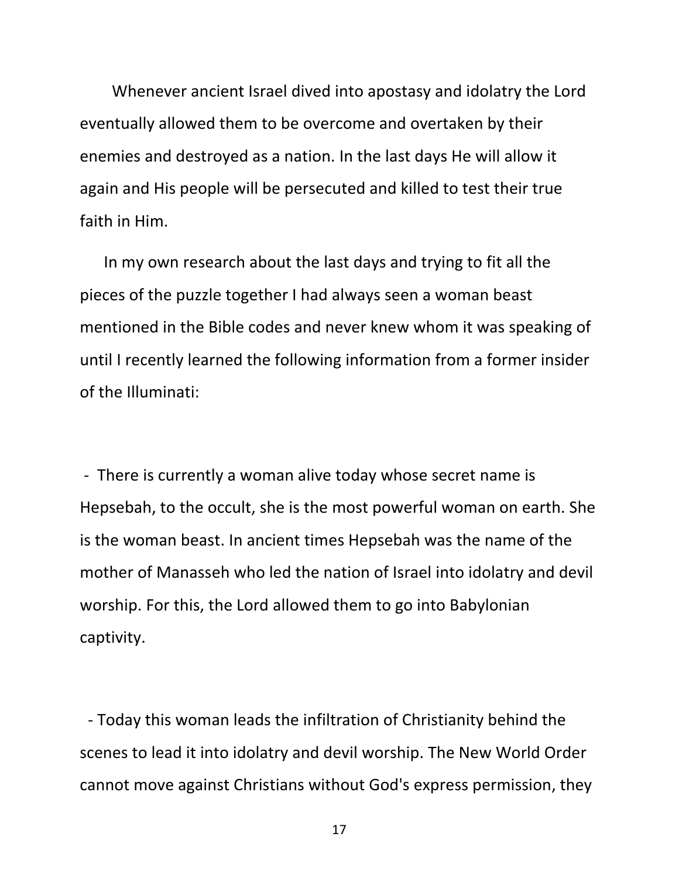Whenever ancient Israel dived into apostasy and idolatry the Lord eventually allowed them to be overcome and overtaken by their enemies and destroyed as a nation. In the last days He will allow it again and His people will be persecuted and killed to test their true faith in Him.

In my own research about the last days and trying to fit all the pieces of the puzzle together I had always seen a woman beast mentioned in the Bible codes and never knew whom it was speaking of until I recently learned the following information from a former insider of the Illuminati:

- There is currently a woman alive today whose secret name is Hepsebah, to the occult, she is the most powerful woman on earth. She is the woman beast. In ancient times Hepsebah was the name of the mother of Manasseh who led the nation of Israel into idolatry and devil worship. For this, the Lord allowed them to go into Babylonian captivity.

- Today this woman leads the infiltration of Christianity behind the scenes to lead it into idolatry and devil worship. The New World Order cannot move against Christians without God's express permission, they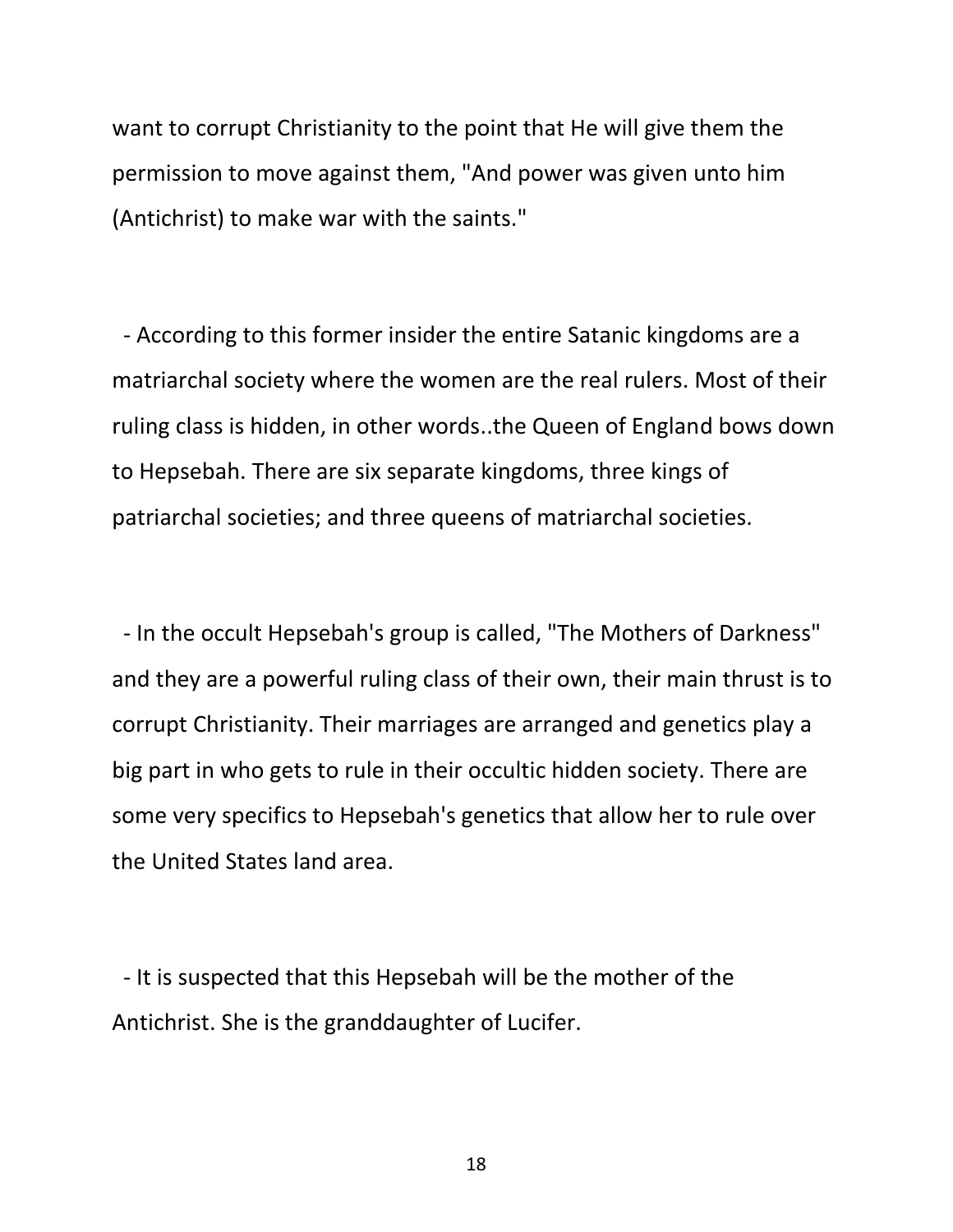want to corrupt Christianity to the point that He will give them the permission to move against them, "And power was given unto him (Antichrist) to make war with the saints."

- According to this former insider the entire Satanic kingdoms are a matriarchal society where the women are the real rulers. Most of their ruling class is hidden, in other words..the Queen of England bows down to Hepsebah. There are six separate kingdoms, three kings of patriarchal societies; and three queens of matriarchal societies.

- In the occult Hepsebah's group is called, "The Mothers of Darkness" and they are a powerful ruling class of their own, their main thrust is to corrupt Christianity. Their marriages are arranged and genetics play a big part in who gets to rule in their occultic hidden society. There are some very specifics to Hepsebah's genetics that allow her to rule over the United States land area.

- It is suspected that this Hepsebah will be the mother of the Antichrist. She is the granddaughter of Lucifer.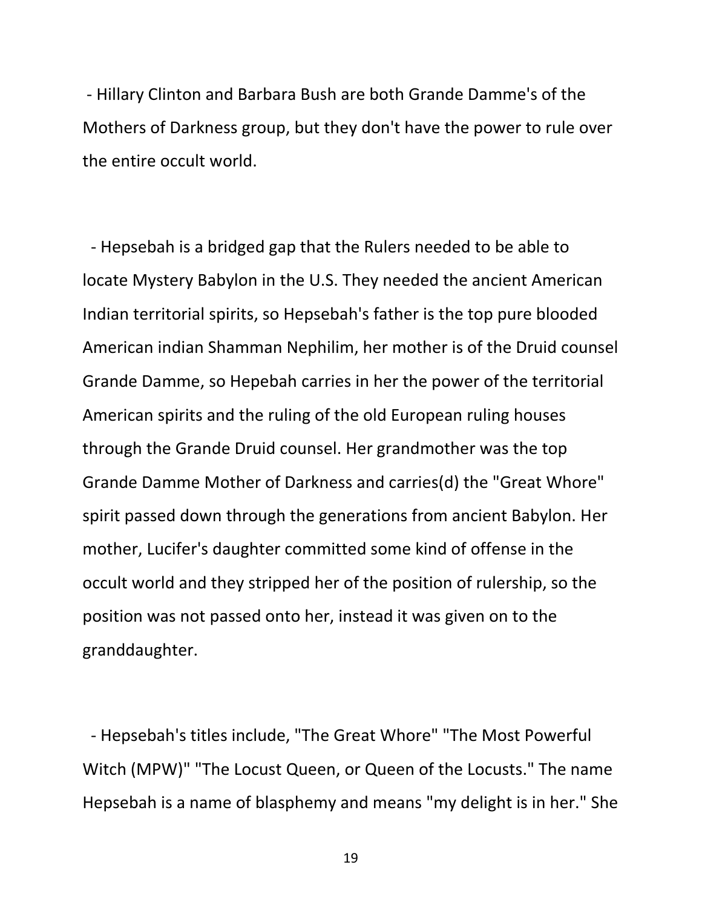- Hillary Clinton and Barbara Bush are both Grande Damme's of the Mothers of Darkness group, but they don't have the power to rule over the entire occult world.

- Hepsebah is a bridged gap that the Rulers needed to be able to locate Mystery Babylon in the U.S. They needed the ancient American Indian territorial spirits, so Hepsebah's father is the top pure blooded American indian Shamman Nephilim, her mother is of the Druid counsel Grande Damme, so Hepebah carries in her the power of the territorial American spirits and the ruling of the old European ruling houses through the Grande Druid counsel. Her grandmother was the top Grande Damme Mother of Darkness and carries(d) the "Great Whore" spirit passed down through the generations from ancient Babylon. Her mother, Lucifer's daughter committed some kind of offense in the occult world and they stripped her of the position of rulership, so the position was not passed onto her, instead it was given on to the granddaughter.

- Hepsebah's titles include, "The Great Whore" "The Most Powerful Witch (MPW)" "The Locust Queen, or Queen of the Locusts." The name Hepsebah is a name of blasphemy and means "my delight is in her." She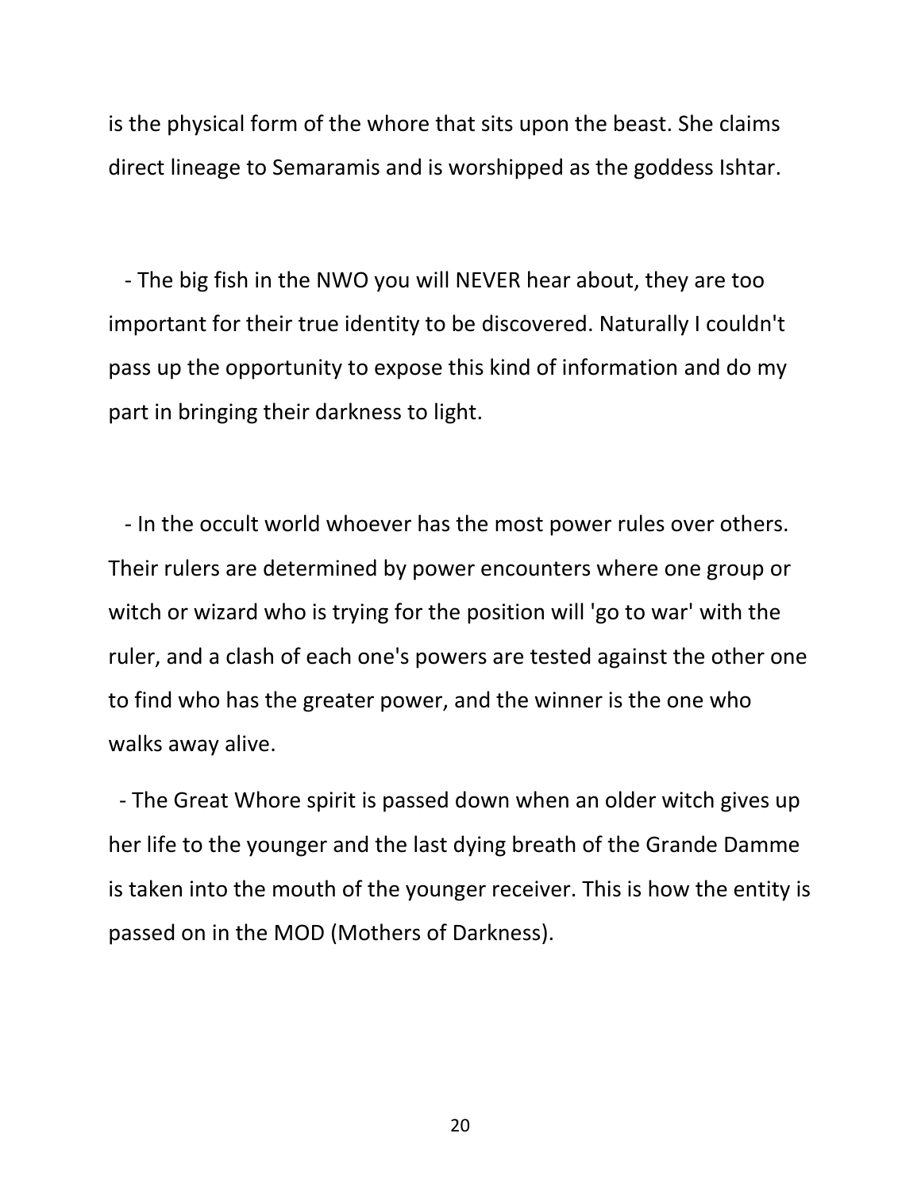is the physical form of the whore that sits upon the beast. She claims direct lineage to Semaramis and is worshipped as the goddess Ishtar.

- The big fish in the NWO you will NEVER hear about, they are too important for their true identity to be discovered. Naturally I couldn't pass up the opportunity to expose this kind of information and do my part in bringing their darkness to light.

- In the occult world whoever has the most power rules over others. Their rulers are determined by power encounters where one group or witch or wizard who is trying for the position will 'go to war' with the ruler, and a clash of each one's powers are tested against the other one to find who has the greater power, and the winner is the one who walks away alive.

- The Great Whore spirit is passed down when an older witch gives up her life to the younger and the last dying breath of the Grande Damme is taken into the mouth of the younger receiver. This is how the entity is passed on in the MOD (Mothers of Darkness).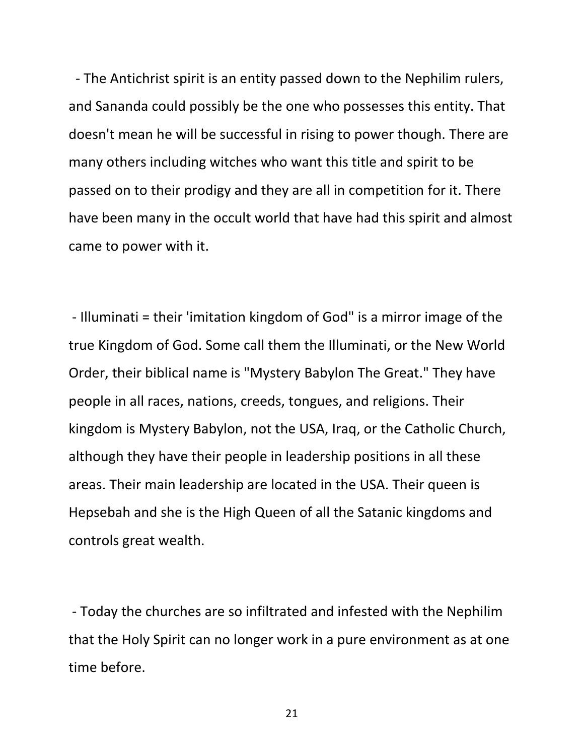- The Antichrist spirit is an entity passed down to the Nephilim rulers, and Sananda could possibly be the one who possesses this entity. That doesn't mean he will be successful in rising to power though. There are many others including witches who want this title and spirit to be passed on to their prodigy and they are all in competition for it. There have been many in the occult world that have had this spirit and almost came to power with it.

- Illuminati = their 'imitation kingdom of God" is a mirror image of the true Kingdom of God. Some call them the Illuminati, or the New World Order, their biblical name is "Mystery Babylon The Great." They have people in all races, nations, creeds, tongues, and religions. Their kingdom is Mystery Babylon, not the USA, Iraq, or the Catholic Church, although they have their people in leadership positions in all these areas. Their main leadership are located in the USA. Their queen is Hepsebah and she is the High Queen of all the Satanic kingdoms and controls great wealth.

- Today the churches are so infiltrated and infested with the Nephilim that the Holy Spirit can no longer work in a pure environment as at one time before.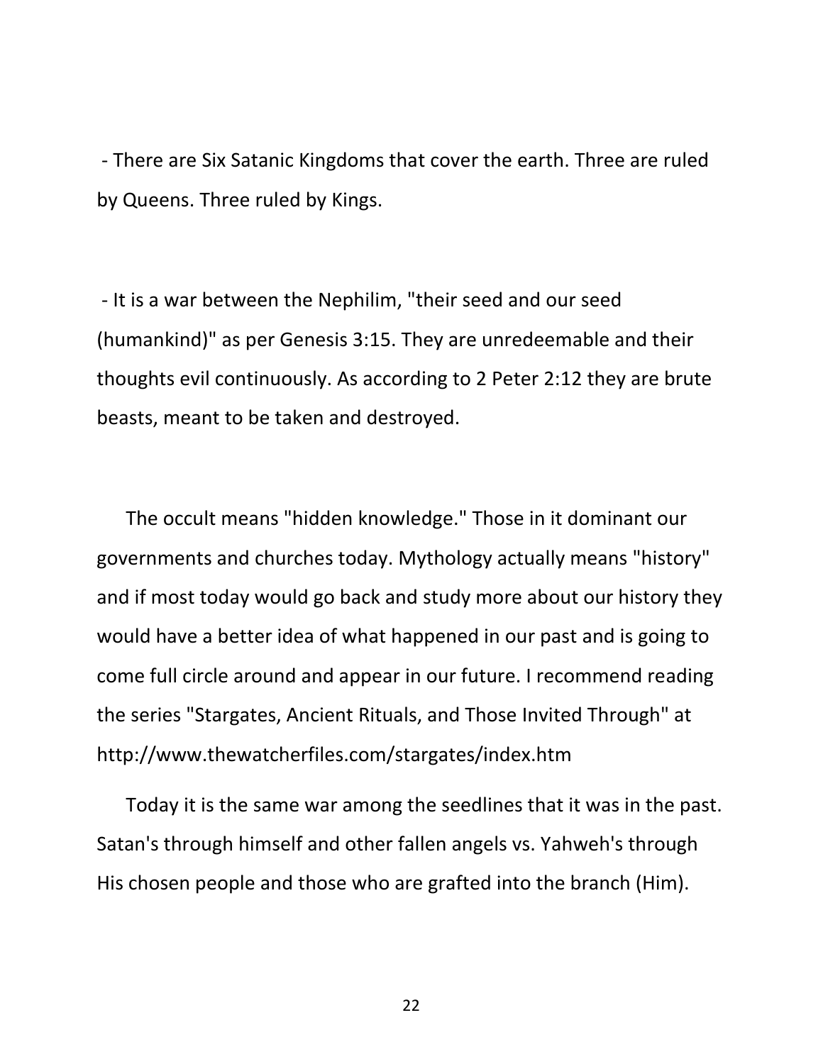- There are Six Satanic Kingdoms that cover the earth. Three are ruled by Queens. Three ruled by Kings.

- It is a war between the Nephilim, "their seed and our seed (humankind)" as per Genesis 3:15. They are unredeemable and their thoughts evil continuously. As according to 2 Peter 2:12 they are brute beasts, meant to be taken and destroyed.

The occult means "hidden knowledge." Those in it dominant our governments and churches today. Mythology actually means "history" and if most today would go back and study more about our history they would have a better idea of what happened in our past and is going to come full circle around and appear in our future. I recommend reading the series "Stargates, Ancient Rituals, and Those Invited Through" at http://www.thewatcherfiles.com/stargates/index.htm

Today it is the same war among the seedlines that it was in the past. Satan's through himself and other fallen angels vs. Yahweh's through His chosen people and those who are grafted into the branch (Him).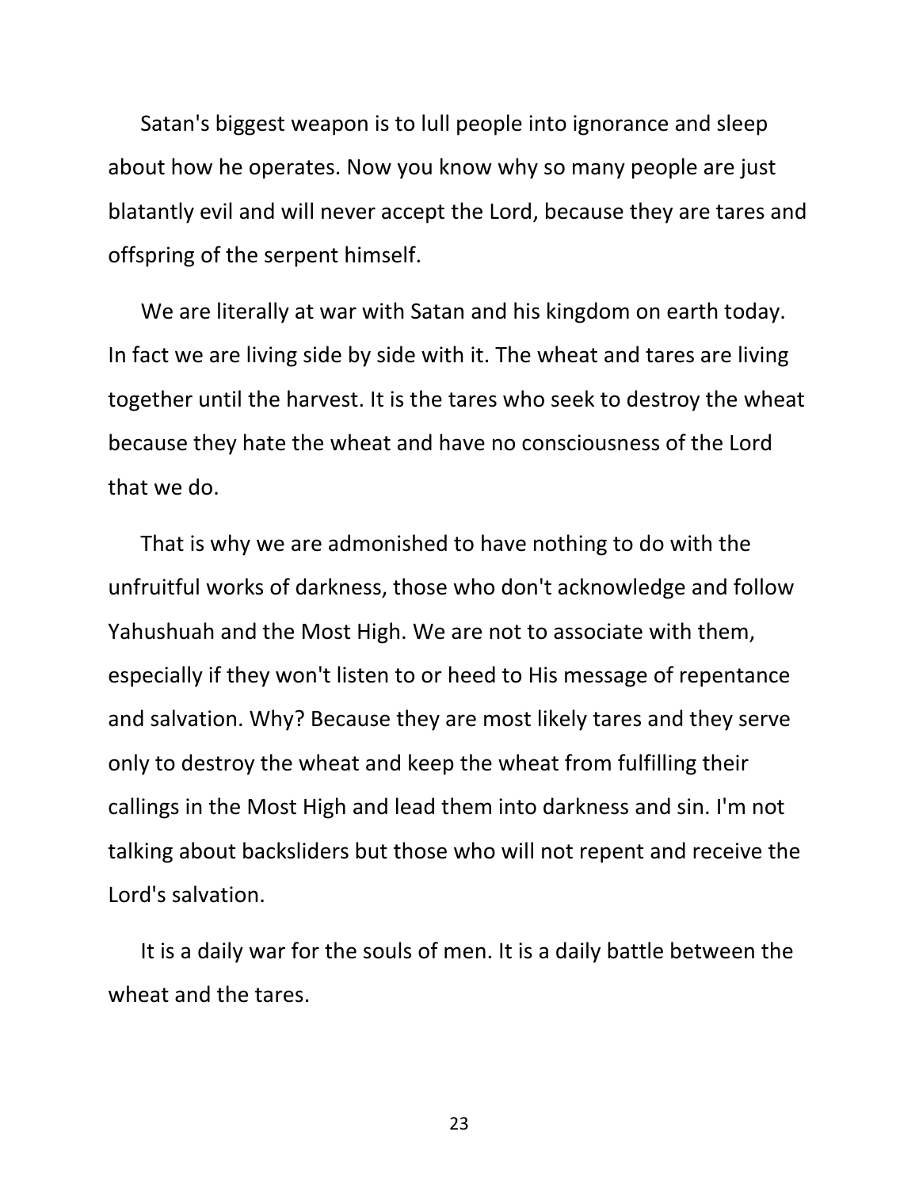Satan's biggest weapon is to lull people into ignorance and sleep about how he operates. Now you know why so many people are just blatantly evil and will never accept the Lord, because they are tares and offspring of the serpent himself.

We are literally at war with Satan and his kingdom on earth today. In fact we are living side by side with it. The wheat and tares are living together until the harvest. It is the tares who seek to destroy the wheat because they hate the wheat and have no consciousness of the Lord that we do.

That is why we are admonished to have nothing to do with the unfruitful works of darkness, those who don't acknowledge and follow Yahushuah and the Most High. We are not to associate with them, especially if they won't listen to or heed to His message of repentance and salvation. Why? Because they are most likely tares and they serve only to destroy the wheat and keep the wheat from fulfilling their callings in the Most High and lead them into darkness and sin. I'm not talking about backsliders but those who will not repent and receive the Lord's salvation.

It is a daily war for the souls of men. It is a daily battle between the wheat and the tares.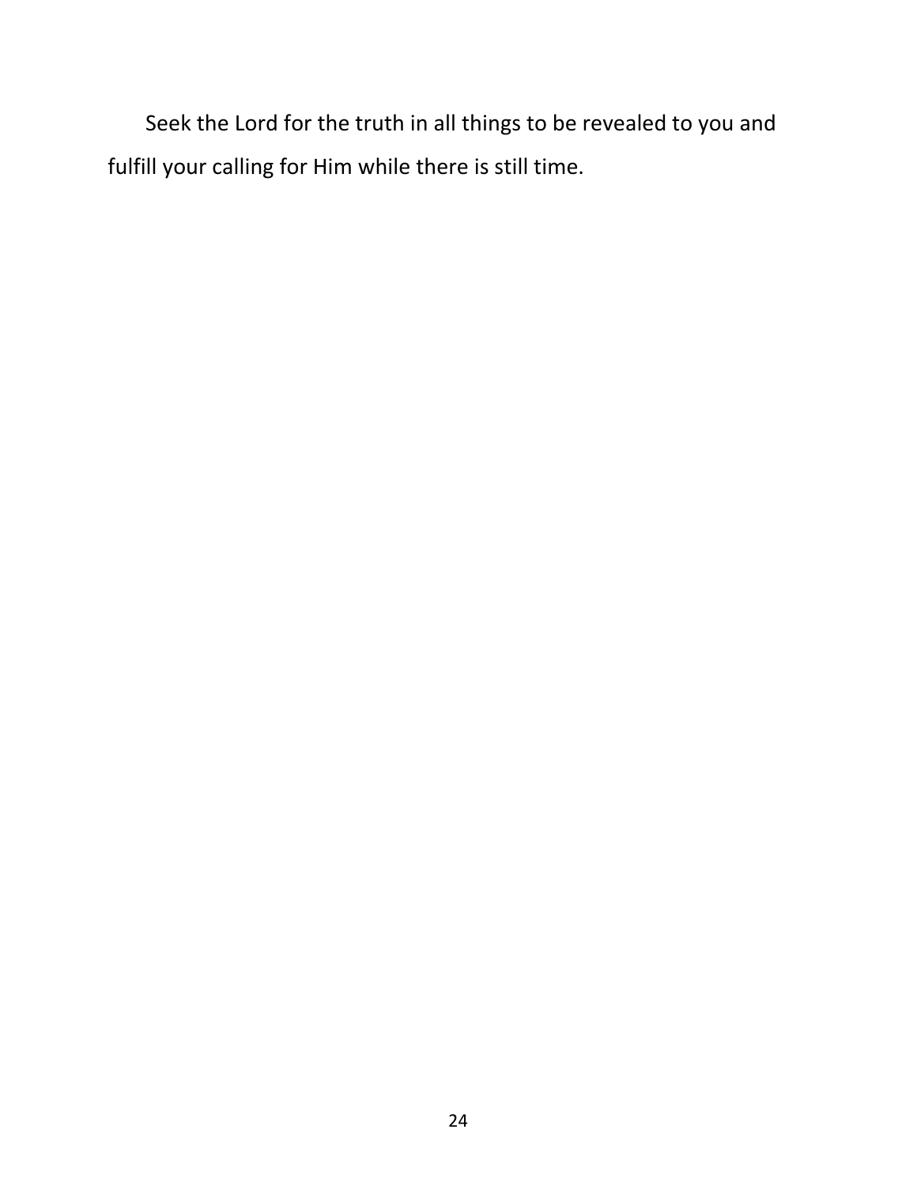Seek the Lord for the truth in all things to be revealed to you and fulfill your calling for Him while there is still time.